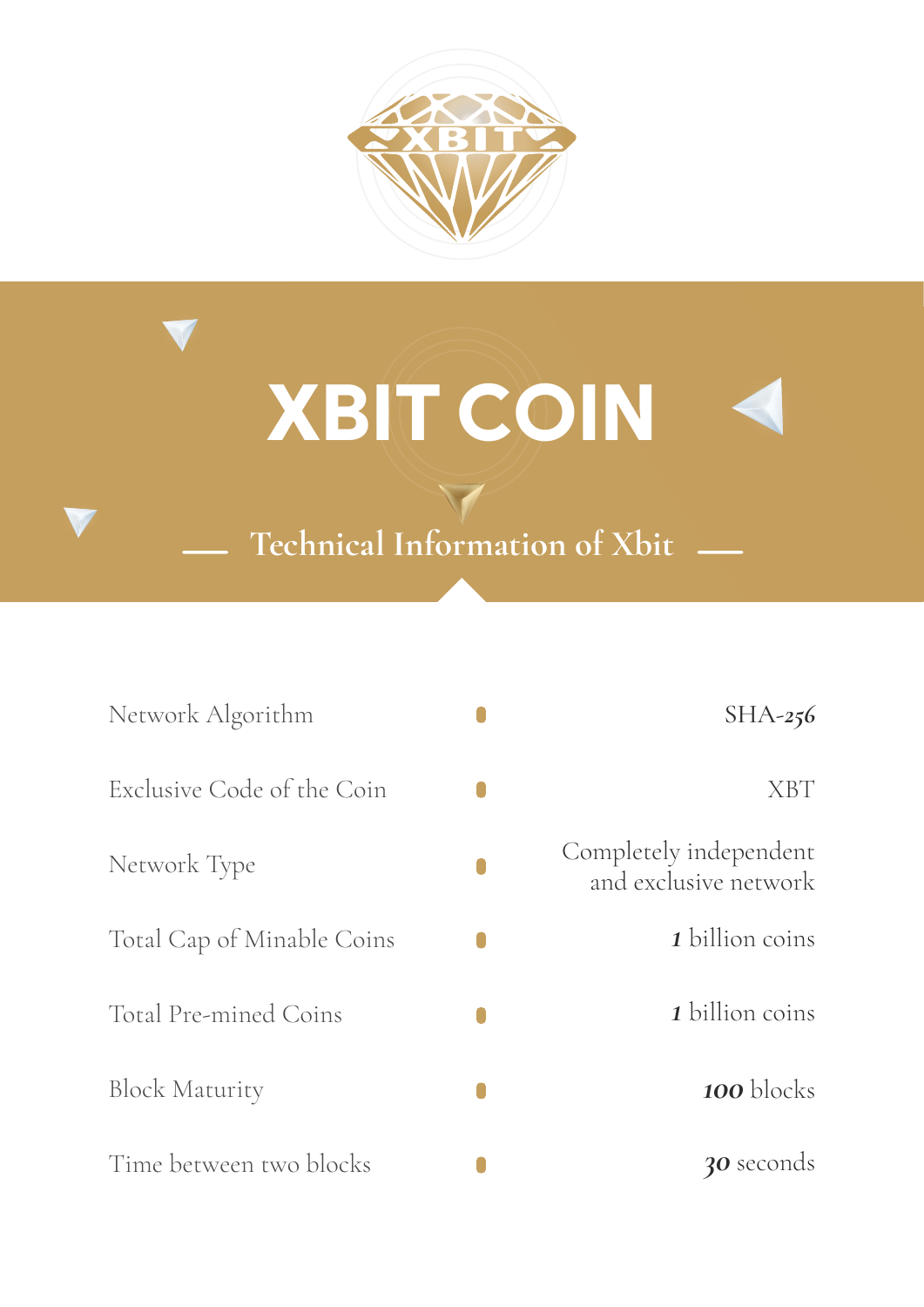# XBIT COIN

## Technical Information of Xbit

| | |
|---|---|
| Network Algorithm | SHA-256 |
| Exclusive Code of the Coin | XBT |
| Network Type | Completely independent and exclusive network |
| Total Cap of Minable Coins | 1 billion coins |
| Total Pre-mined Coins | 1 billion coins |
| Block Maturity | 100 blocks |
| Time between two blocks | 30 seconds |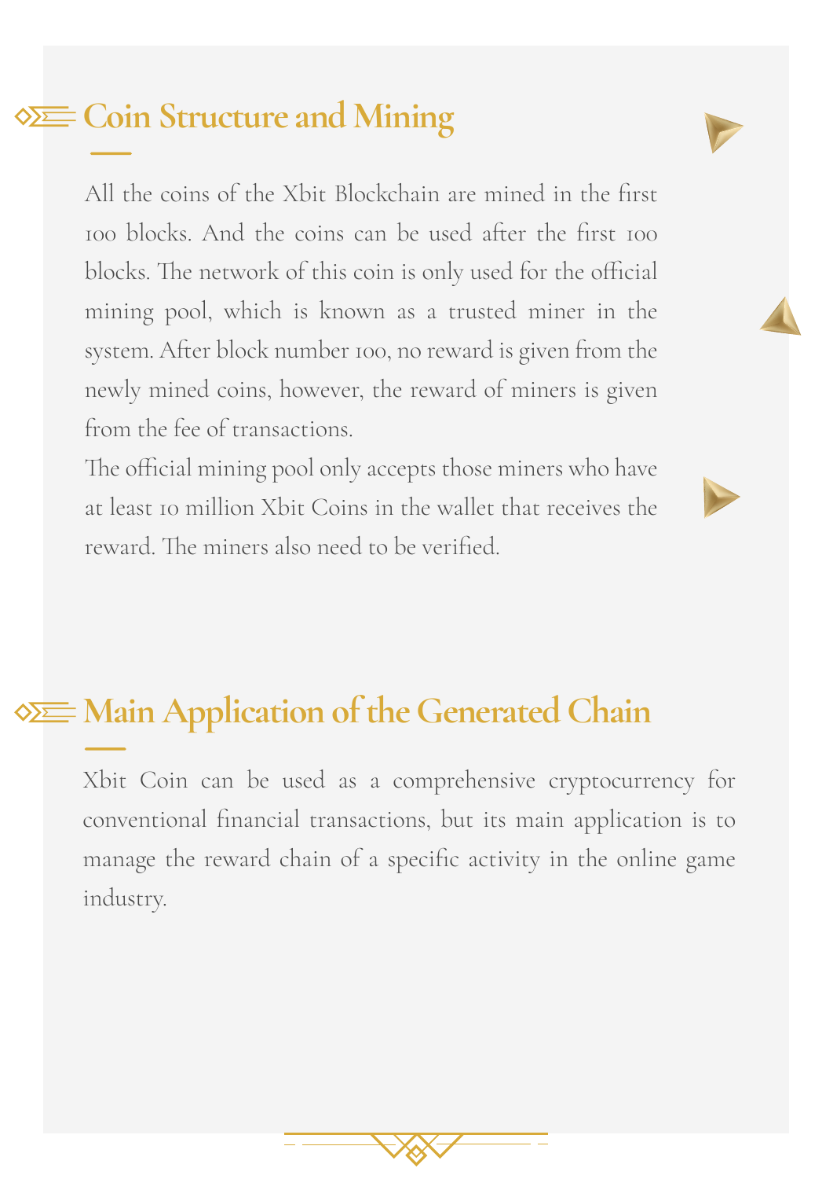## Coin Structure and Mining

All the coins of the Xbit Blockchain are mined in the first 100 blocks. And the coins can be used after the first 100 blocks. The network of this coin is only used for the official mining pool, which is known as a trusted miner in the system. After block number 100, no reward is given from the newly mined coins, however, the reward of miners is given from the fee of transactions.

The official mining pool only accepts those miners who have at least 10 million Xbit Coins in the wallet that receives the reward. The miners also need to be verified.

## Main Application of the Generated Chain

Xbit Coin can be used as a comprehensive cryptocurrency for conventional financial transactions, but its main application is to manage the reward chain of a specific activity in the online game industry.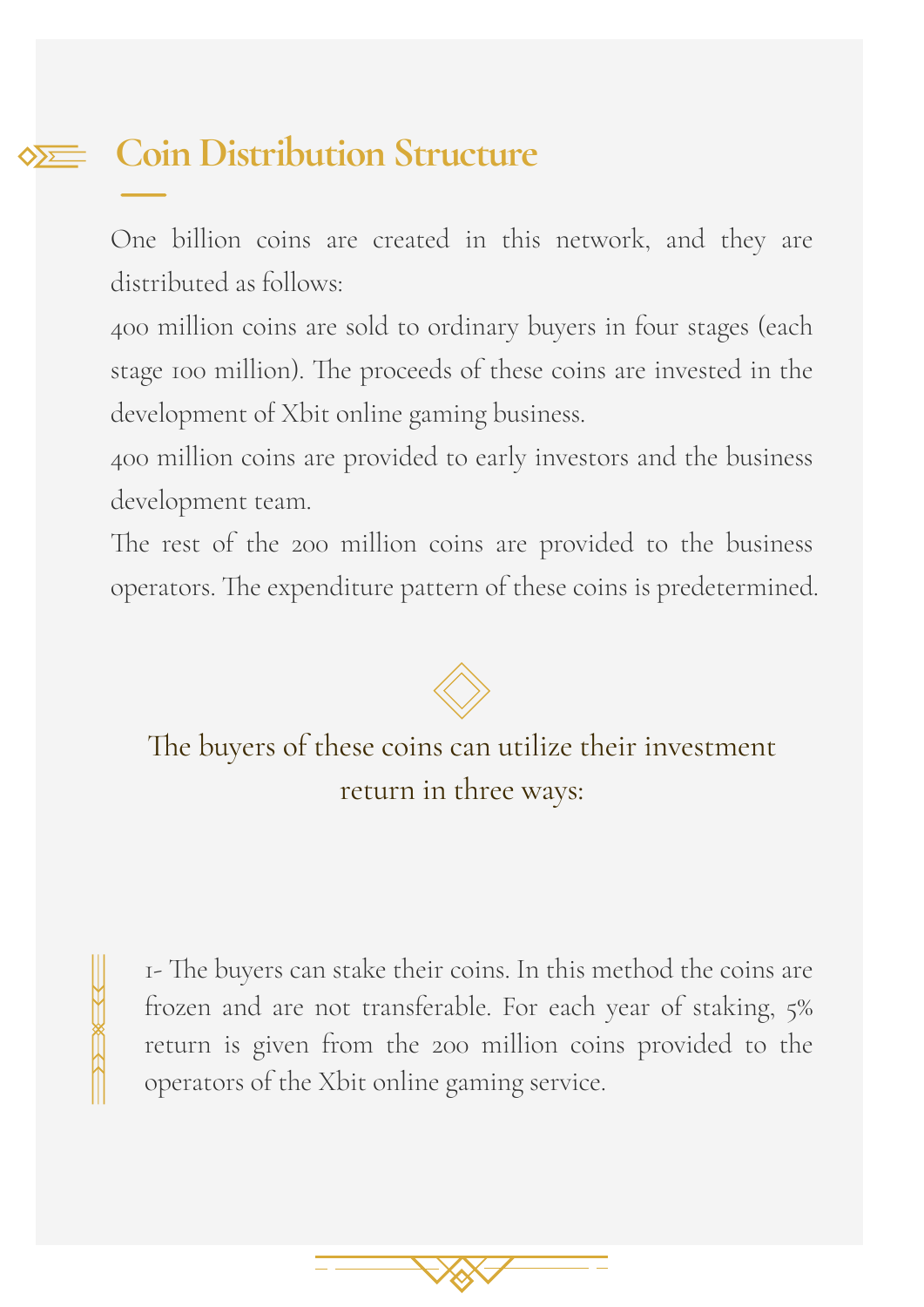## Coin Distribution Structure

One billion coins are created in this network, and they are distributed as follows:

400 million coins are sold to ordinary buyers in four stages (each stage 100 million). The proceeds of these coins are invested in the development of Xbit online gaming business.

400 million coins are provided to early investors and the business development team.

The rest of the 200 million coins are provided to the business operators. The expenditure pattern of these coins is predetermined.

### The buyers of these coins can utilize their investment return in three ways:

1- The buyers can stake their coins. In this method the coins are frozen and are not transferable. For each year of staking, 5% return is given from the 200 million coins provided to the operators of the Xbit online gaming service.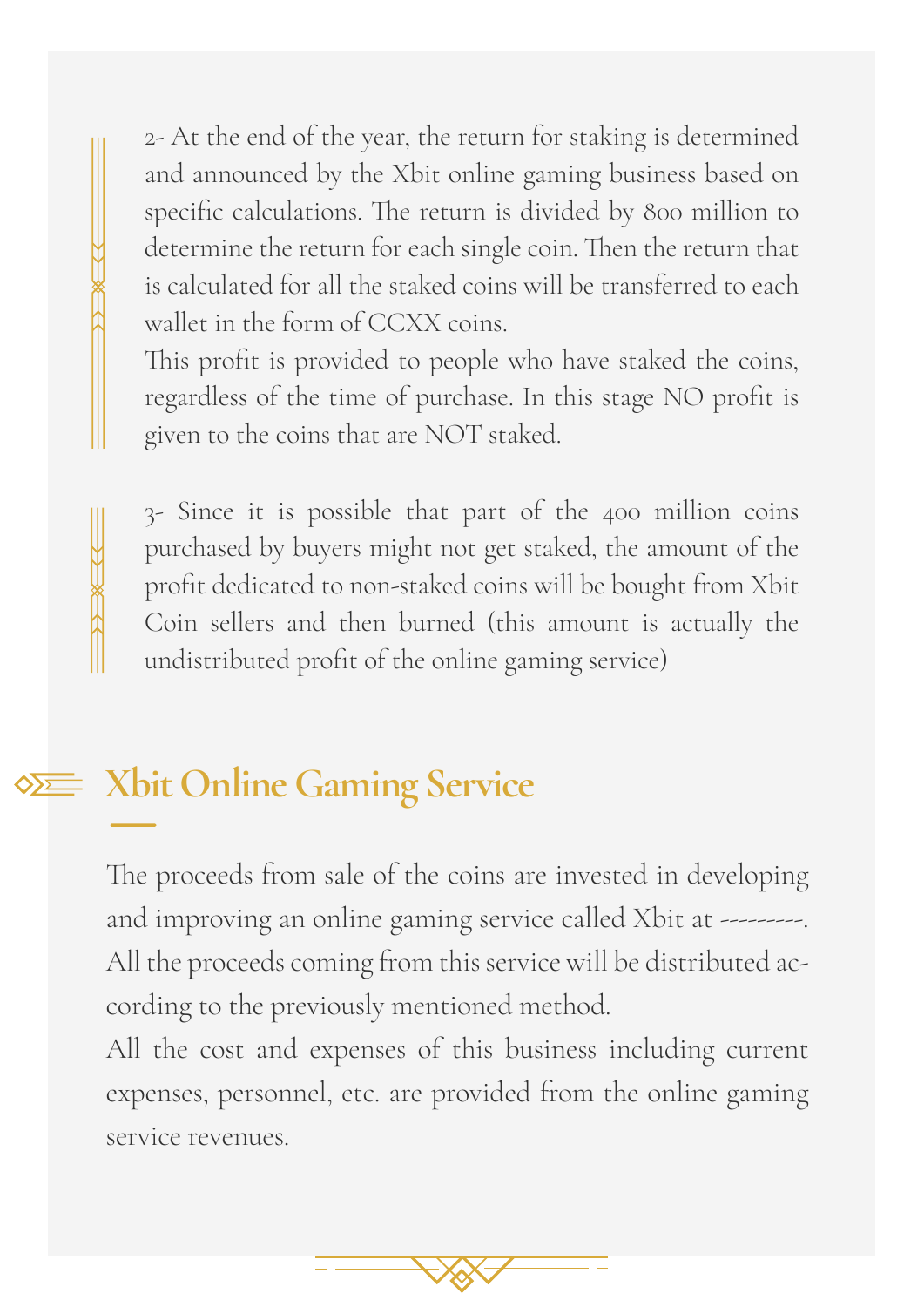2- At the end of the year, the return for staking is determined and announced by the Xbit online gaming business based on specific calculations. The return is divided by 800 million to determine the return for each single coin. Then the return that is calculated for all the staked coins will be transferred to each wallet in the form of CCXX coins.

This profit is provided to people who have staked the coins, regardless of the time of purchase. In this stage NO profit is given to the coins that are NOT staked.

3- Since it is possible that part of the 400 million coins purchased by buyers might not get staked, the amount of the profit dedicated to non-staked coins will be bought from Xbit Coin sellers and then burned (this amount is actually the undistributed profit of the online gaming service)

## Xbit Online Gaming Service

The proceeds from sale of the coins are invested in developing and improving an online gaming service called Xbit at ---------.
All the proceeds coming from this service will be distributed according to the previously mentioned method.

All the cost and expenses of this business including current expenses, personnel, etc. are provided from the online gaming service revenues.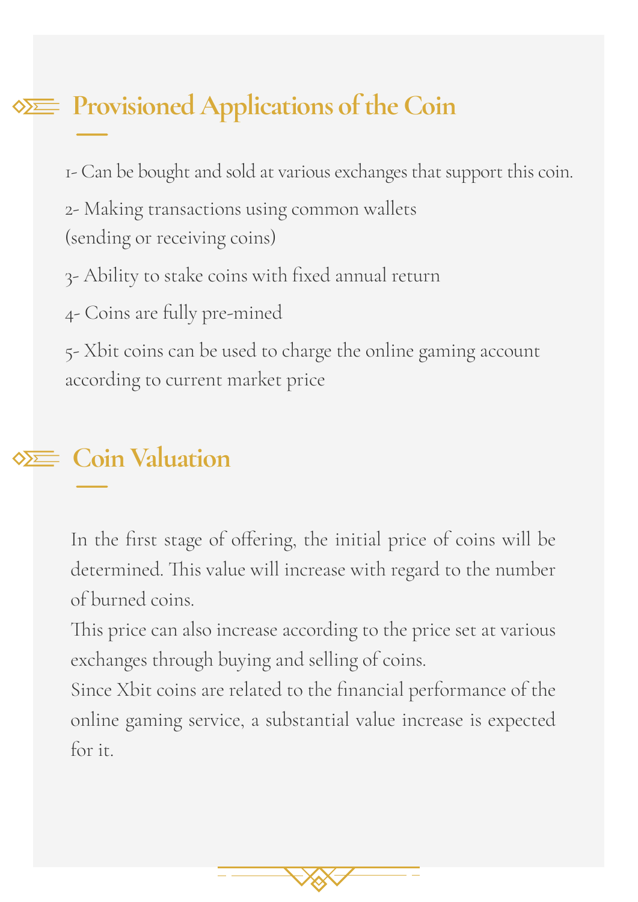## Provisioned Applications of the Coin

1- Can be bought and sold at various exchanges that support this coin.

2- Making transactions using common wallets
(sending or receiving coins)

3- Ability to stake coins with fixed annual return

4- Coins are fully pre-mined

5- Xbit coins can be used to charge the online gaming account according to current market price

## Coin Valuation

In the first stage of offering, the initial price of coins will be determined. This value will increase with regard to the number of burned coins.
This price can also increase according to the price set at various exchanges through buying and selling of coins.
Since Xbit coins are related to the financial performance of the online gaming service, a substantial value increase is expected for it.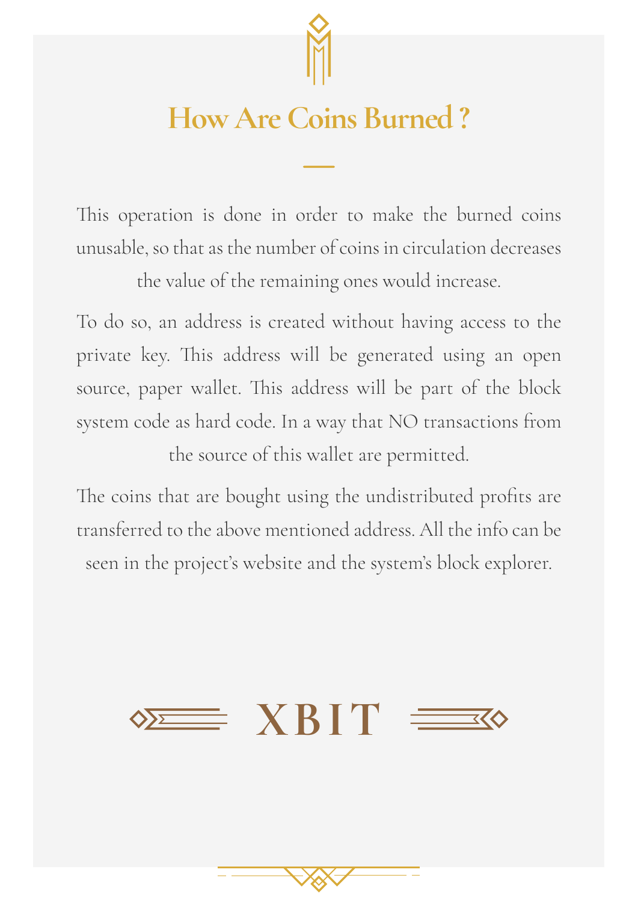# How Are Coins Burned ?

This operation is done in order to make the burned coins unusable, so that as the number of coins in circulation decreases the value of the remaining ones would increase.

To do so, an address is created without having access to the private key. This address will be generated using an open source, paper wallet. This address will be part of the block system code as hard code. In a way that NO transactions from the source of this wallet are permitted.

The coins that are bought using the undistributed profits are transferred to the above mentioned address. All the info can be seen in the project's website and the system's block explorer.

XBIT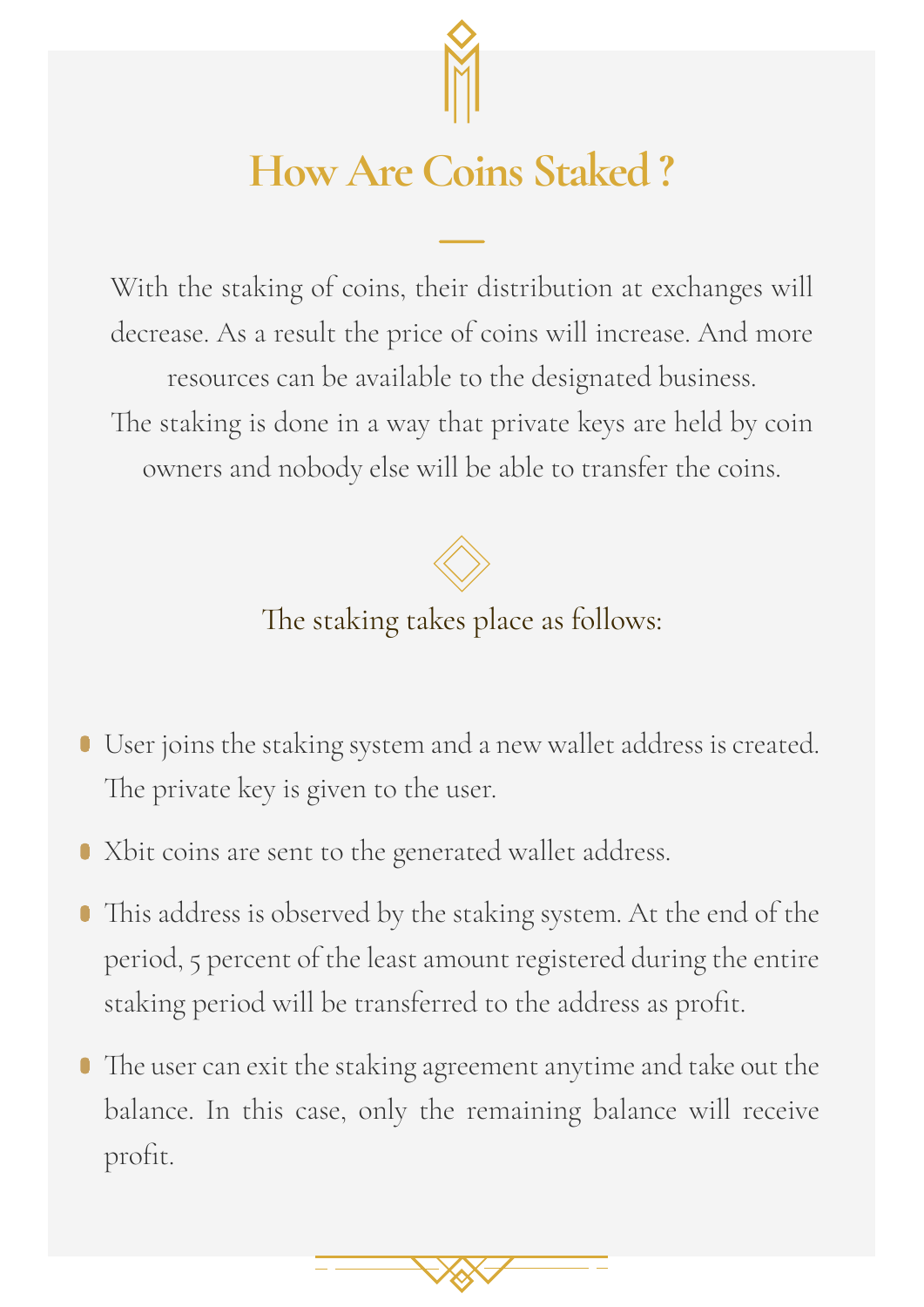# How Are Coins Staked ?

With the staking of coins, their distribution at exchanges will decrease. As a result the price of coins will increase. And more resources can be available to the designated business.
The staking is done in a way that private keys are held by coin owners and nobody else will be able to transfer the coins.

## The staking takes place as follows:

- User joins the staking system and a new wallet address is created. The private key is given to the user.
- Xbit coins are sent to the generated wallet address.
- This address is observed by the staking system. At the end of the period, 5 percent of the least amount registered during the entire staking period will be transferred to the address as profit.
- The user can exit the staking agreement anytime and take out the balance. In this case, only the remaining balance will receive profit.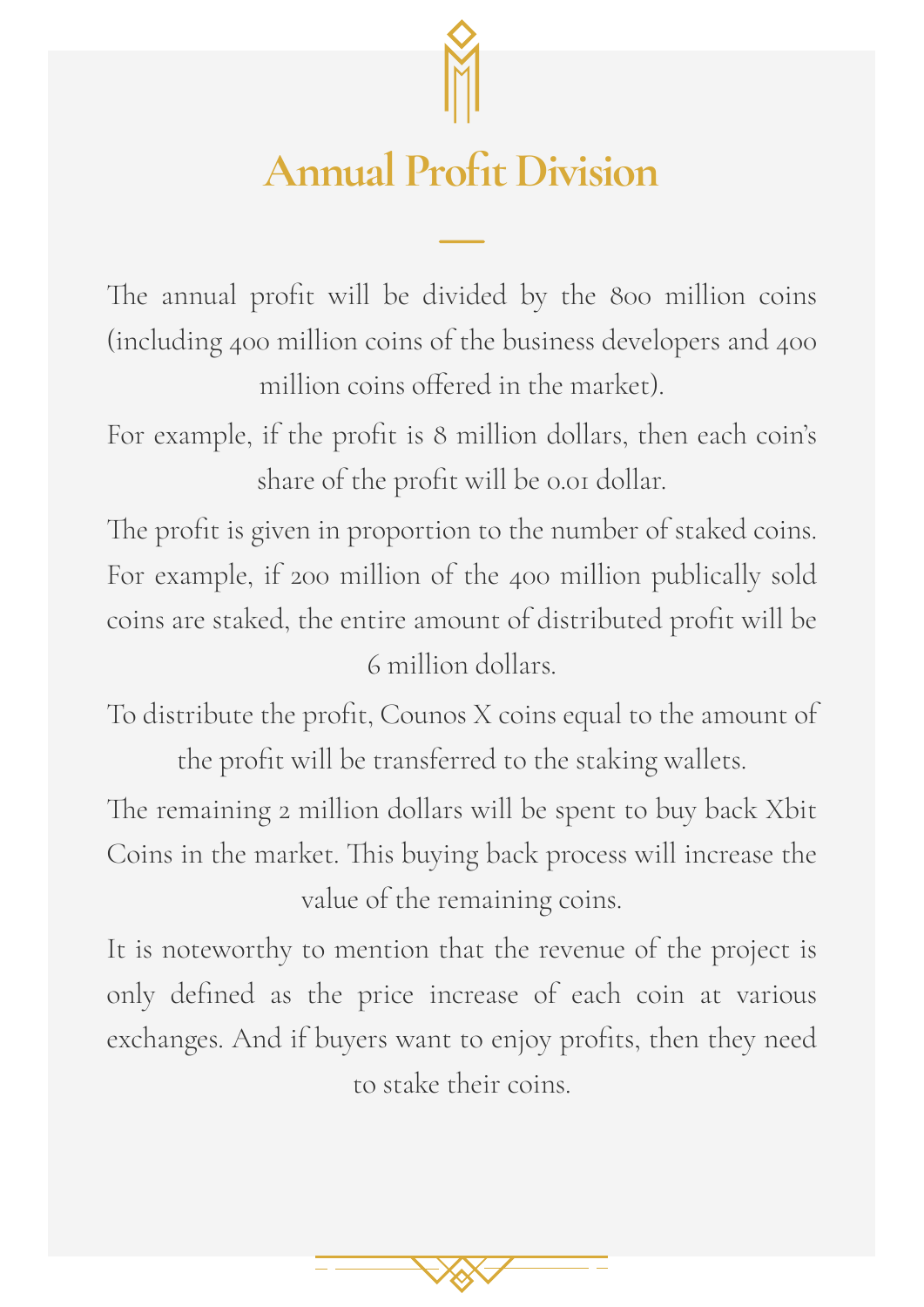# Annual Profit Division

The annual profit will be divided by the 800 million coins (including 400 million coins of the business developers and 400 million coins offered in the market).

For example, if the profit is 8 million dollars, then each coin's share of the profit will be 0.01 dollar.

The profit is given in proportion to the number of staked coins. For example, if 200 million of the 400 million publically sold coins are staked, the entire amount of distributed profit will be 6 million dollars.

To distribute the profit, Counos X coins equal to the amount of the profit will be transferred to the staking wallets.

The remaining 2 million dollars will be spent to buy back Xbit Coins in the market. This buying back process will increase the value of the remaining coins.

It is noteworthy to mention that the revenue of the project is only defined as the price increase of each coin at various exchanges. And if buyers want to enjoy profits, then they need to stake their coins.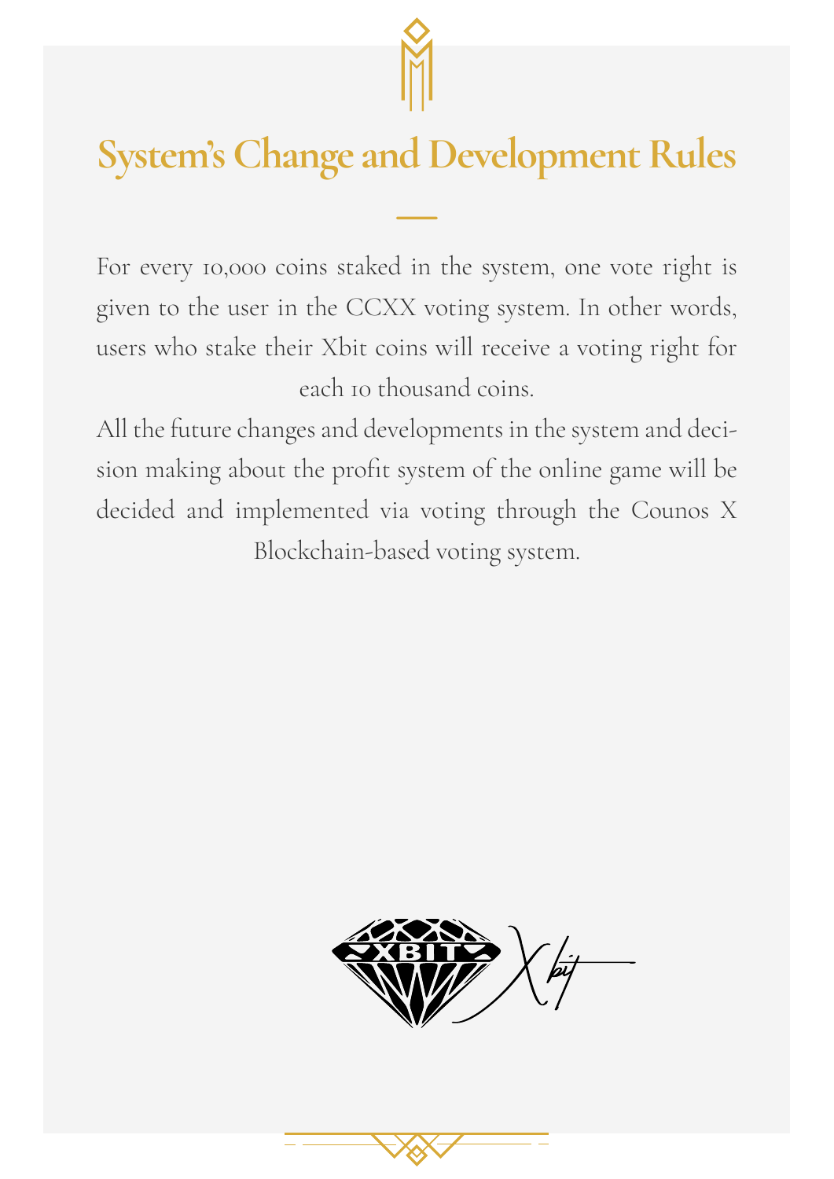# System's Change and Development Rules

For every 10,000 coins staked in the system, one vote right is given to the user in the CCXX voting system. In other words, users who stake their Xbit coins will receive a voting right for each 10 thousand coins.

All the future changes and developments in the system and decision making about the profit system of the online game will be decided and implemented via voting through the Counos X Blockchain-based voting system.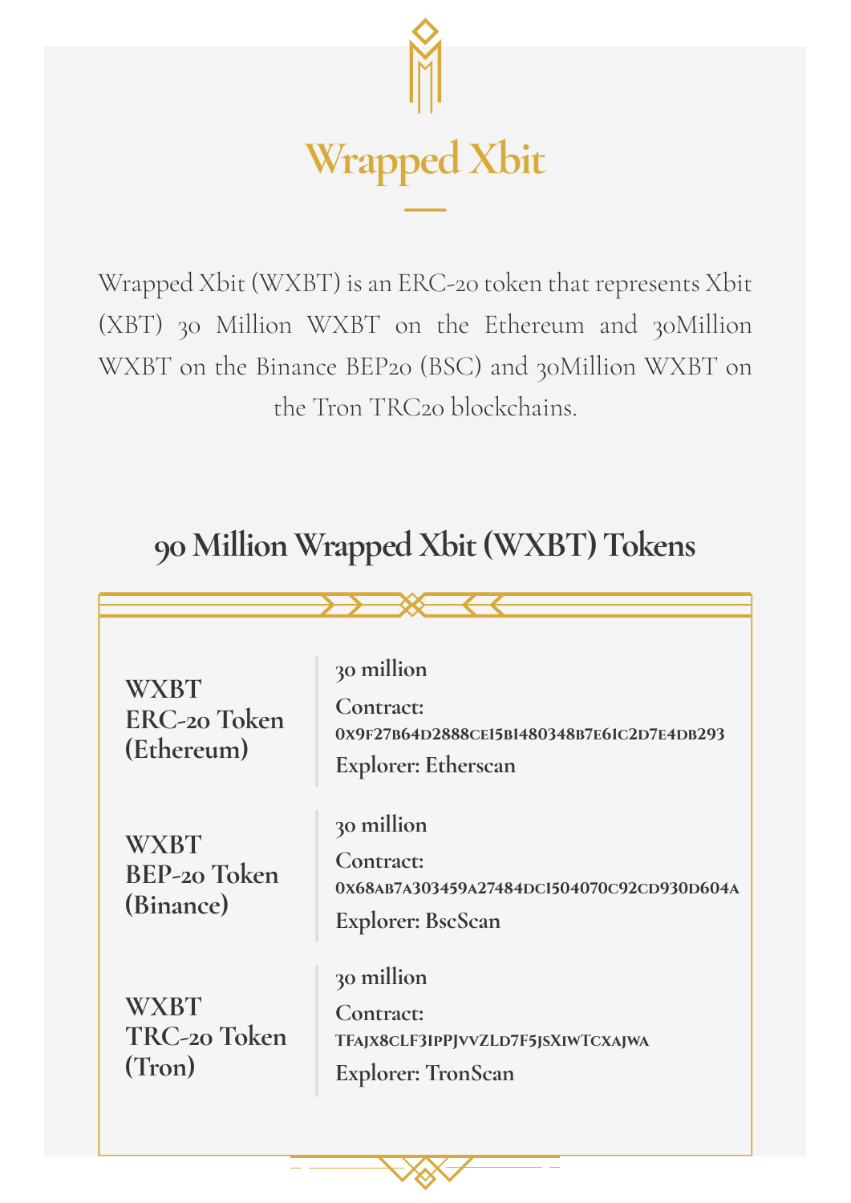# Wrapped Xbit

Wrapped Xbit (WXBT) is an ERC-20 token that represents Xbit (XBT) 30 Million WXBT on the Ethereum and 30Million WXBT on the Binance BEP20 (BSC) and 30Million WXBT on the Tron TRC20 blockchains.

## 90 Million Wrapped Xbit (WXBT) Tokens

| Token | Details |
| --- | --- |
| **WXBT ERC-20 Token (Ethereum)** | **30 million**<br>**Contract:** **0x9f27b64d2888ce15b1480348b7e61c2d7e4db293**<br>**Explorer: Etherscan** |
| **WXBT BEP-20 Token (Binance)** | **30 million**<br>**Contract:** **0x68ab7a303459a27484dc1504070c92cd930d604a**<br>**Explorer: BscScan** |
| **WXBT TRC-20 Token (Tron)** | **30 million**<br>**Contract:** **TFAJX8CLF31PPJVVZLD7F5JSXIWTCXAJWA**<br>**Explorer: TronScan** |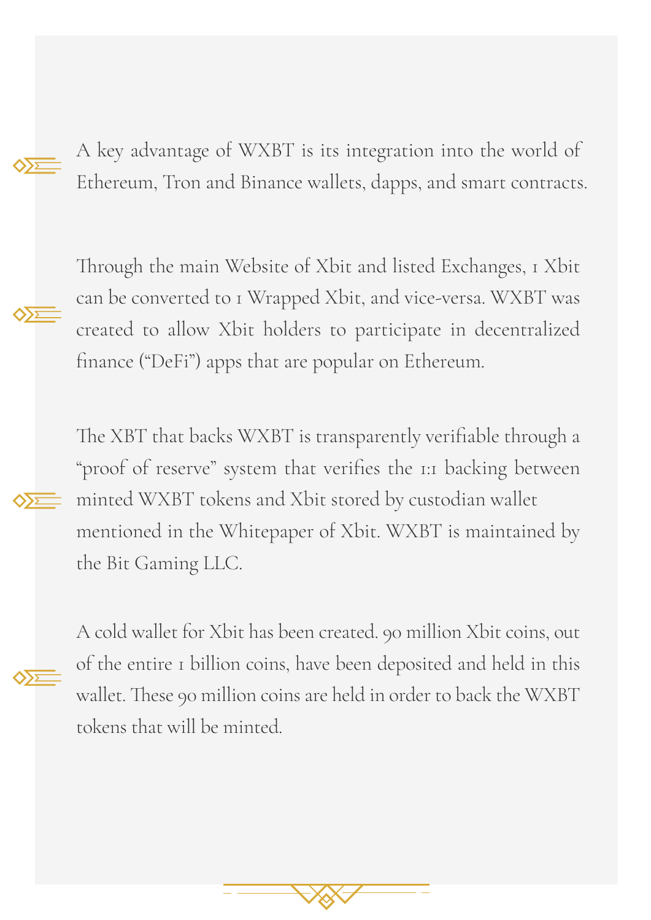A key advantage of WXBT is its integration into the world of Ethereum, Tron and Binance wallets, dapps, and smart contracts.

Through the main Website of Xbit and listed Exchanges, 1 Xbit can be converted to 1 Wrapped Xbit, and vice-versa. WXBT was created to allow Xbit holders to participate in decentralized finance ("DeFi") apps that are popular on Ethereum.

The XBT that backs WXBT is transparently verifiable through a "proof of reserve" system that verifies the 1:1 backing between minted WXBT tokens and Xbit stored by custodian wallet mentioned in the Whitepaper of Xbit. WXBT is maintained by the Bit Gaming LLC.

A cold wallet for Xbit has been created. 90 million Xbit coins, out of the entire 1 billion coins, have been deposited and held in this wallet. These 90 million coins are held in order to back the WXBT tokens that will be minted.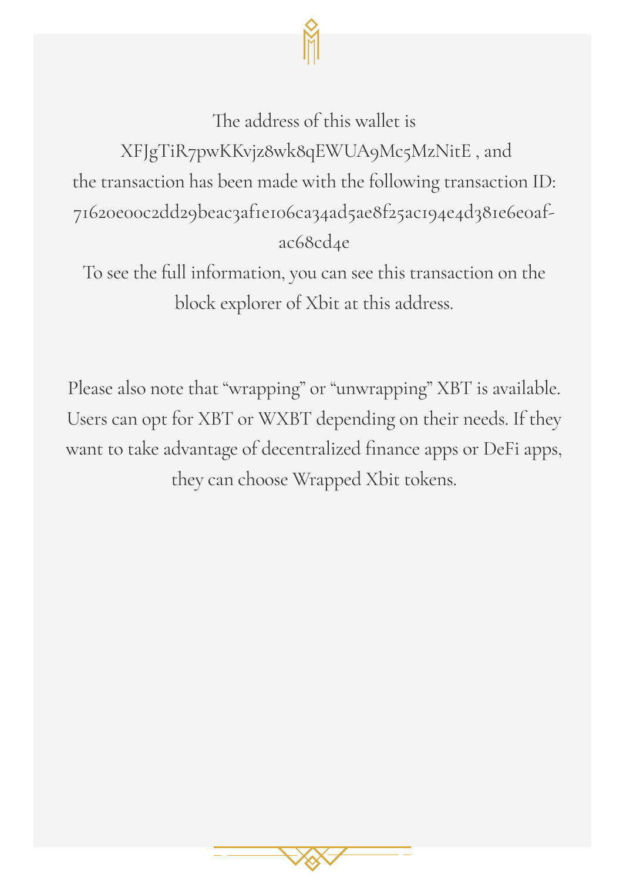The address of this wallet is XFJgTiR7pwKKvjz8wk8qEWUA9Mc5MzNitE , and the transaction has been made with the following transaction ID: 71620e00c2dd29beac3af1e106ca34ad5ae8f25ac194e4d381e6e0af-ac68cd4e

To see the full information, you can see this transaction on the block explorer of Xbit at this address.

Please also note that “wrapping” or “unwrapping” XBT is available. Users can opt for XBT or WXBT depending on their needs. If they want to take advantage of decentralized finance apps or DeFi apps, they can choose Wrapped Xbit tokens.